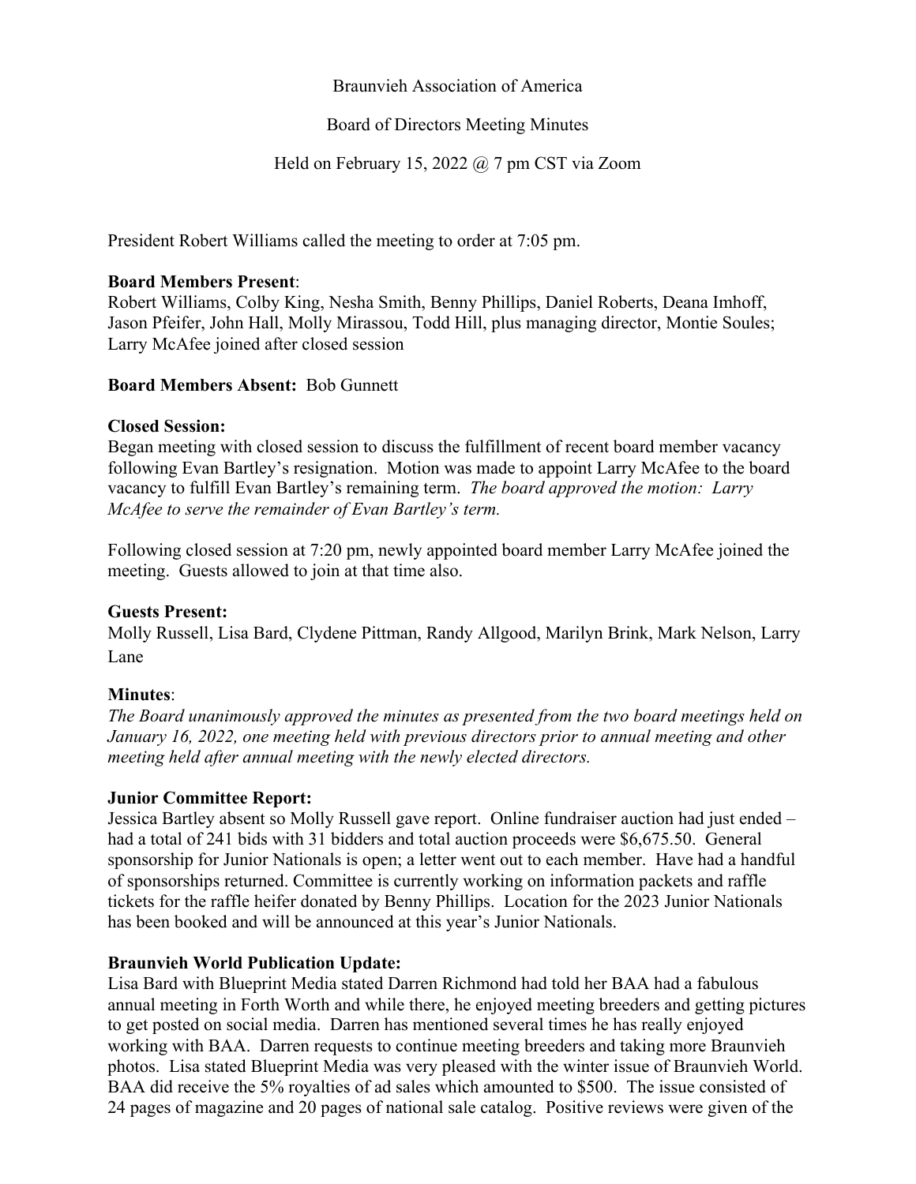Braunvieh Association of America

Board of Directors Meeting Minutes

Held on February 15, 2022 @ 7 pm CST via Zoom

President Robert Williams called the meeting to order at 7:05 pm.

**Board Members Present**:
Robert Williams, Colby King, Nesha Smith, Benny Phillips, Daniel Roberts, Deana Imhoff, Jason Pfeifer, John Hall, Molly Mirassou, Todd Hill, plus managing director, Montie Soules; Larry McAfee joined after closed session

**Board Members Absent:** Bob Gunnett

**Closed Session:**
Began meeting with closed session to discuss the fulfillment of recent board member vacancy following Evan Bartley's resignation. Motion was made to appoint Larry McAfee to the board vacancy to fulfill Evan Bartley's remaining term. *The board approved the motion: Larry McAfee to serve the remainder of Evan Bartley's term.*

Following closed session at 7:20 pm, newly appointed board member Larry McAfee joined the meeting. Guests allowed to join at that time also.

**Guests Present:**
Molly Russell, Lisa Bard, Clydene Pittman, Randy Allgood, Marilyn Brink, Mark Nelson, Larry Lane

**Minutes**:
*The Board unanimously approved the minutes as presented from the two board meetings held on January 16, 2022, one meeting held with previous directors prior to annual meeting and other meeting held after annual meeting with the newly elected directors.*

**Junior Committee Report:**
Jessica Bartley absent so Molly Russell gave report. Online fundraiser auction had just ended – had a total of 241 bids with 31 bidders and total auction proceeds were $6,675.50. General sponsorship for Junior Nationals is open; a letter went out to each member. Have had a handful of sponsorships returned. Committee is currently working on information packets and raffle tickets for the raffle heifer donated by Benny Phillips. Location for the 2023 Junior Nationals has been booked and will be announced at this year's Junior Nationals.

**Braunvieh World Publication Update:**
Lisa Bard with Blueprint Media stated Darren Richmond had told her BAA had a fabulous annual meeting in Forth Worth and while there, he enjoyed meeting breeders and getting pictures to get posted on social media. Darren has mentioned several times he has really enjoyed working with BAA. Darren requests to continue meeting breeders and taking more Braunvieh photos. Lisa stated Blueprint Media was very pleased with the winter issue of Braunvieh World. BAA did receive the 5% royalties of ad sales which amounted to $500. The issue consisted of 24 pages of magazine and 20 pages of national sale catalog. Positive reviews were given of the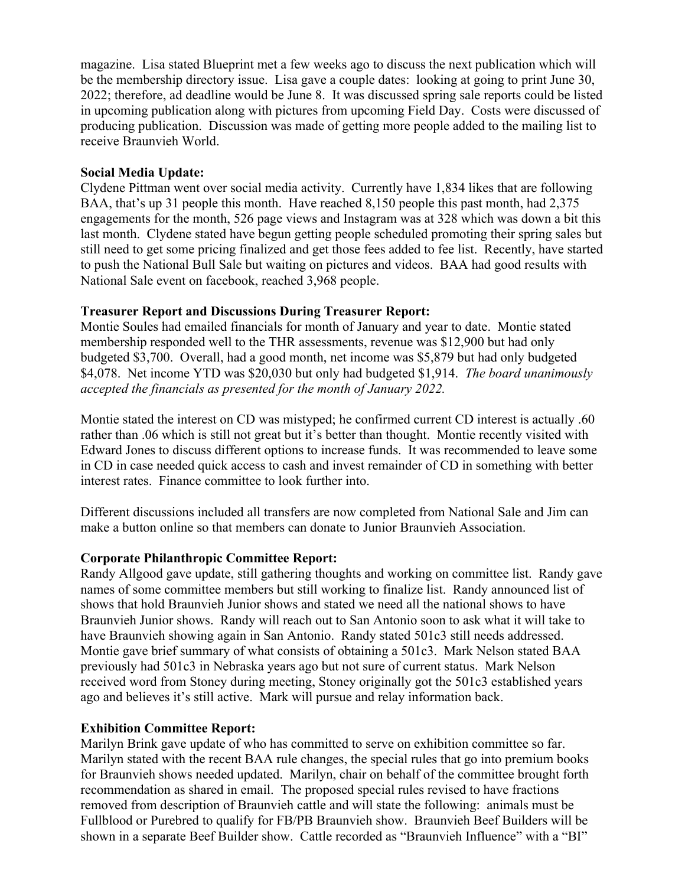magazine. Lisa stated Blueprint met a few weeks ago to discuss the next publication which will be the membership directory issue. Lisa gave a couple dates: looking at going to print June 30, 2022; therefore, ad deadline would be June 8. It was discussed spring sale reports could be listed in upcoming publication along with pictures from upcoming Field Day. Costs were discussed of producing publication. Discussion was made of getting more people added to the mailing list to receive Braunvieh World.

**Social Media Update:**

Clydene Pittman went over social media activity. Currently have 1,834 likes that are following BAA, that's up 31 people this month. Have reached 8,150 people this past month, had 2,375 engagements for the month, 526 page views and Instagram was at 328 which was down a bit this last month. Clydene stated have begun getting people scheduled promoting their spring sales but still need to get some pricing finalized and get those fees added to fee list. Recently, have started to push the National Bull Sale but waiting on pictures and videos. BAA had good results with National Sale event on facebook, reached 3,968 people.

**Treasurer Report and Discussions During Treasurer Report:**

Montie Soules had emailed financials for month of January and year to date. Montie stated membership responded well to the THR assessments, revenue was $12,900 but had only budgeted $3,700. Overall, had a good month, net income was $5,879 but had only budgeted $4,078. Net income YTD was $20,030 but only had budgeted $1,914. *The board unanimously accepted the financials as presented for the month of January 2022.*

Montie stated the interest on CD was mistyped; he confirmed current CD interest is actually .60 rather than .06 which is still not great but it's better than thought. Montie recently visited with Edward Jones to discuss different options to increase funds. It was recommended to leave some in CD in case needed quick access to cash and invest remainder of CD in something with better interest rates. Finance committee to look further into.

Different discussions included all transfers are now completed from National Sale and Jim can make a button online so that members can donate to Junior Braunvieh Association.

**Corporate Philanthropic Committee Report:**

Randy Allgood gave update, still gathering thoughts and working on committee list. Randy gave names of some committee members but still working to finalize list. Randy announced list of shows that hold Braunvieh Junior shows and stated we need all the national shows to have Braunvieh Junior shows. Randy will reach out to San Antonio soon to ask what it will take to have Braunvieh showing again in San Antonio. Randy stated 501c3 still needs addressed. Montie gave brief summary of what consists of obtaining a 501c3. Mark Nelson stated BAA previously had 501c3 in Nebraska years ago but not sure of current status. Mark Nelson received word from Stoney during meeting, Stoney originally got the 501c3 established years ago and believes it's still active. Mark will pursue and relay information back.

**Exhibition Committee Report:**

Marilyn Brink gave update of who has committed to serve on exhibition committee so far. Marilyn stated with the recent BAA rule changes, the special rules that go into premium books for Braunvieh shows needed updated. Marilyn, chair on behalf of the committee brought forth recommendation as shared in email. The proposed special rules revised to have fractions removed from description of Braunvieh cattle and will state the following: animals must be Fullblood or Purebred to qualify for FB/PB Braunvieh show. Braunvieh Beef Builders will be shown in a separate Beef Builder show. Cattle recorded as "Braunvieh Influence" with a "BI"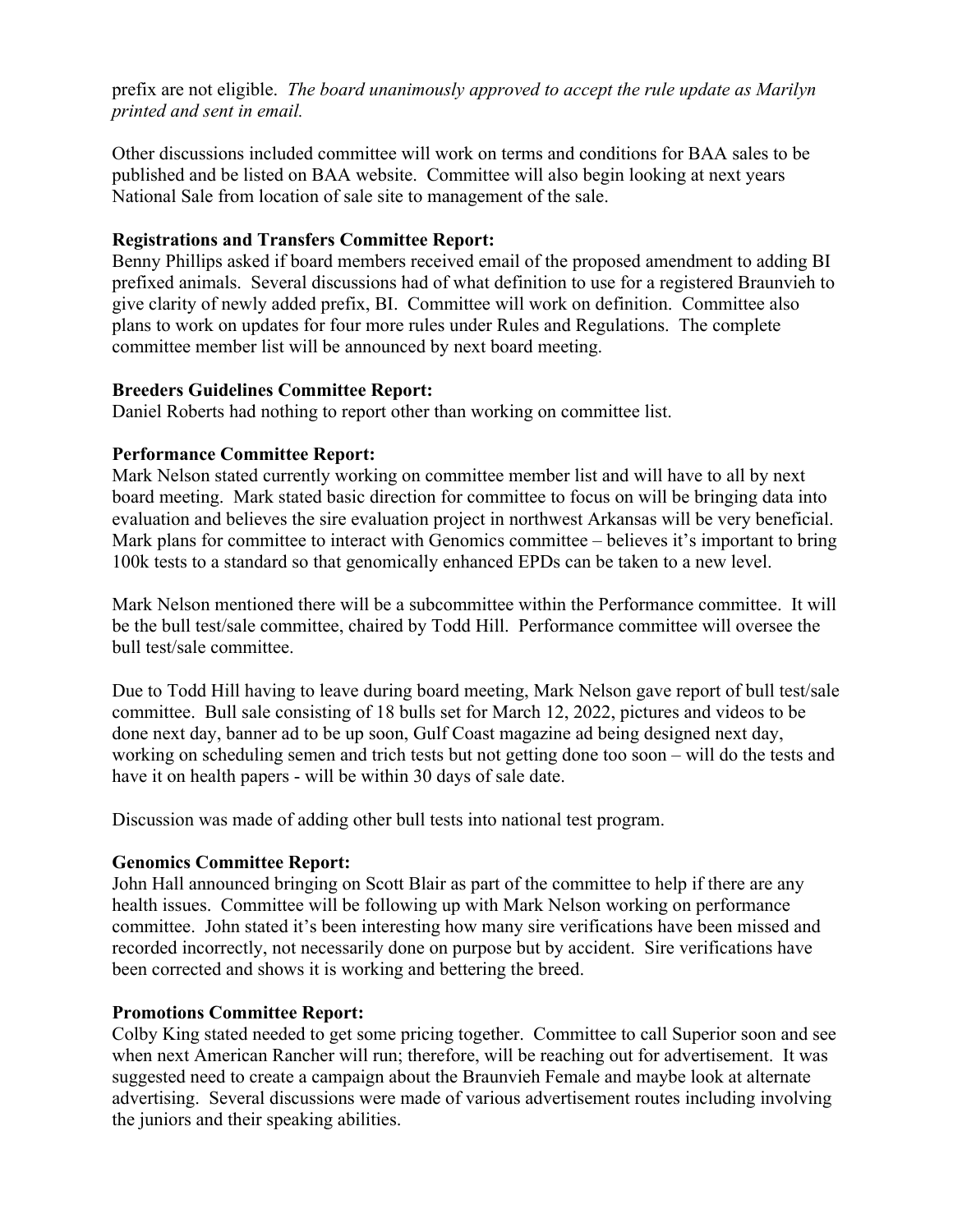prefix are not eligible. *The board unanimously approved to accept the rule update as Marilyn printed and sent in email.*

Other discussions included committee will work on terms and conditions for BAA sales to be published and be listed on BAA website. Committee will also begin looking at next years National Sale from location of sale site to management of the sale.

**Registrations and Transfers Committee Report:**
Benny Phillips asked if board members received email of the proposed amendment to adding BI prefixed animals. Several discussions had of what definition to use for a registered Braunvieh to give clarity of newly added prefix, BI. Committee will work on definition. Committee also plans to work on updates for four more rules under Rules and Regulations. The complete committee member list will be announced by next board meeting.

**Breeders Guidelines Committee Report:**
Daniel Roberts had nothing to report other than working on committee list.

**Performance Committee Report:**
Mark Nelson stated currently working on committee member list and will have to all by next board meeting. Mark stated basic direction for committee to focus on will be bringing data into evaluation and believes the sire evaluation project in northwest Arkansas will be very beneficial. Mark plans for committee to interact with Genomics committee – believes it's important to bring 100k tests to a standard so that genomically enhanced EPDs can be taken to a new level.

Mark Nelson mentioned there will be a subcommittee within the Performance committee. It will be the bull test/sale committee, chaired by Todd Hill. Performance committee will oversee the bull test/sale committee.

Due to Todd Hill having to leave during board meeting, Mark Nelson gave report of bull test/sale committee. Bull sale consisting of 18 bulls set for March 12, 2022, pictures and videos to be done next day, banner ad to be up soon, Gulf Coast magazine ad being designed next day, working on scheduling semen and trich tests but not getting done too soon – will do the tests and have it on health papers - will be within 30 days of sale date.

Discussion was made of adding other bull tests into national test program.

**Genomics Committee Report:**
John Hall announced bringing on Scott Blair as part of the committee to help if there are any health issues. Committee will be following up with Mark Nelson working on performance committee. John stated it's been interesting how many sire verifications have been missed and recorded incorrectly, not necessarily done on purpose but by accident. Sire verifications have been corrected and shows it is working and bettering the breed.

**Promotions Committee Report:**
Colby King stated needed to get some pricing together. Committee to call Superior soon and see when next American Rancher will run; therefore, will be reaching out for advertisement. It was suggested need to create a campaign about the Braunvieh Female and maybe look at alternate advertising. Several discussions were made of various advertisement routes including involving the juniors and their speaking abilities.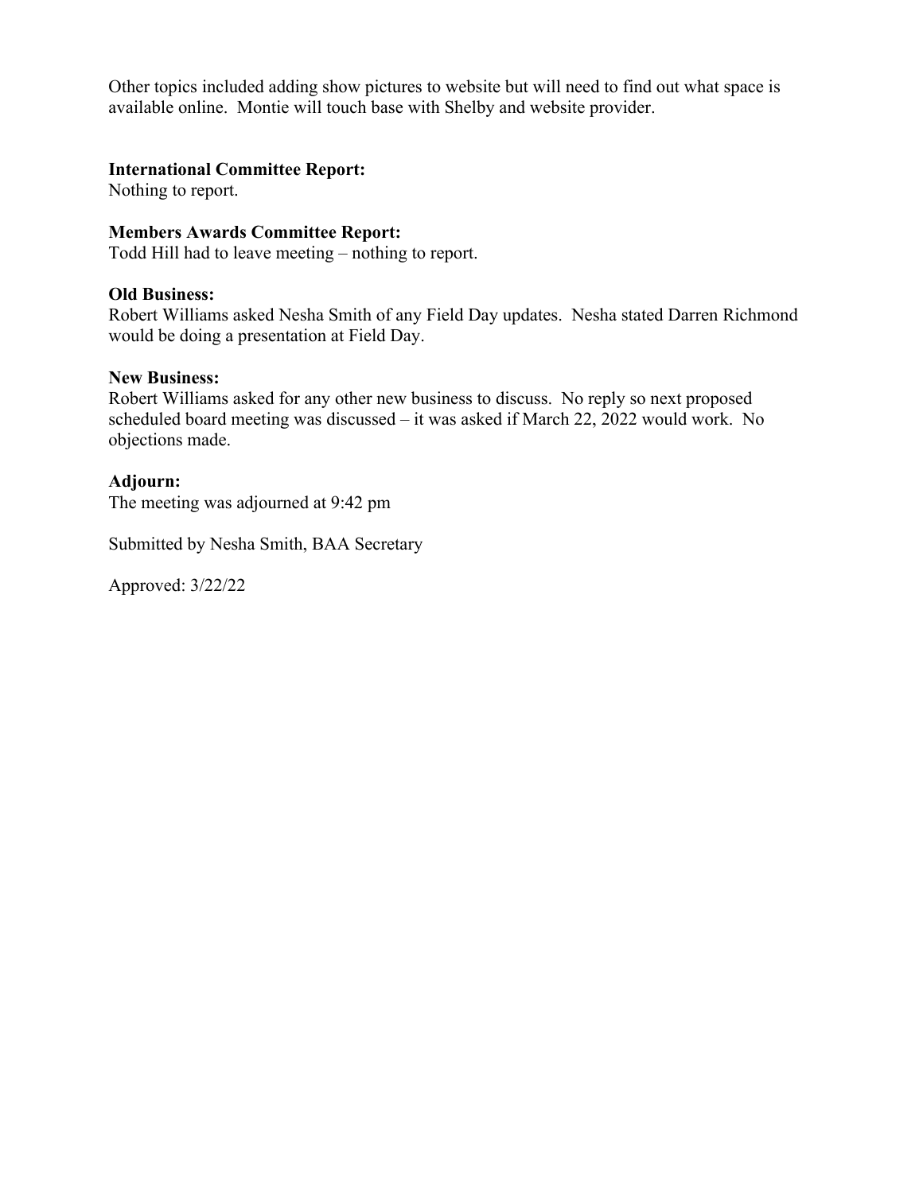Other topics included adding show pictures to website but will need to find out what space is available online. Montie will touch base with Shelby and website provider.

**International Committee Report:**
Nothing to report.

**Members Awards Committee Report:**
Todd Hill had to leave meeting – nothing to report.

**Old Business:**
Robert Williams asked Nesha Smith of any Field Day updates. Nesha stated Darren Richmond would be doing a presentation at Field Day.

**New Business:**
Robert Williams asked for any other new business to discuss. No reply so next proposed scheduled board meeting was discussed – it was asked if March 22, 2022 would work. No objections made.

**Adjourn:**
The meeting was adjourned at 9:42 pm

Submitted by Nesha Smith, BAA Secretary

Approved: 3/22/22